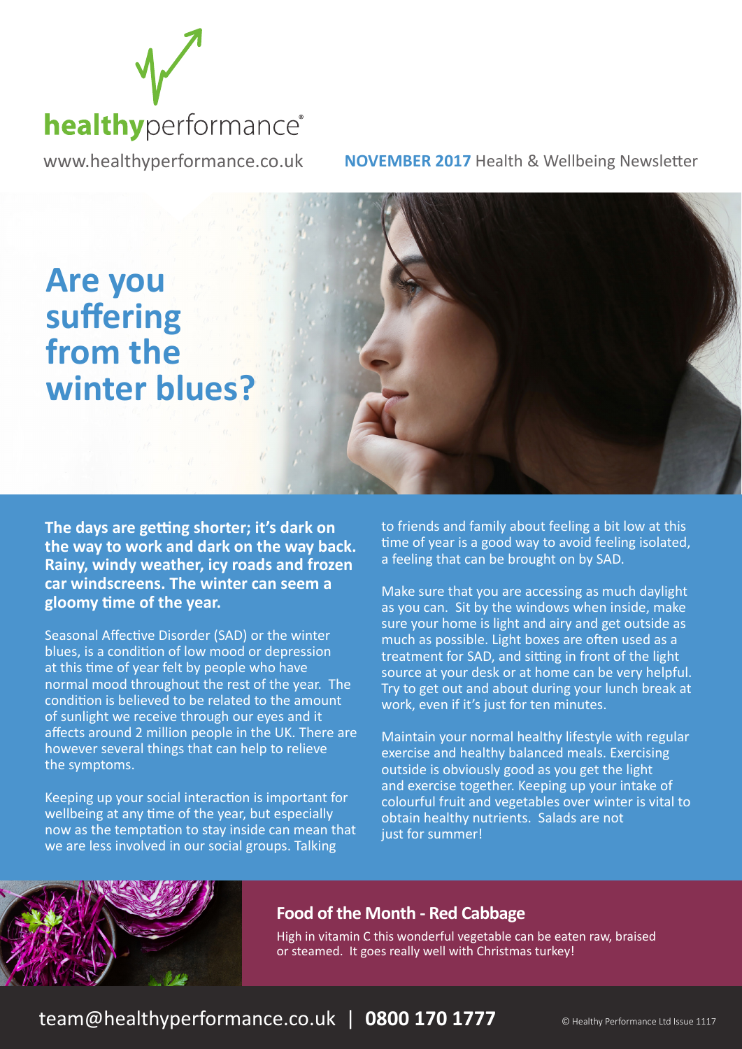**healthy**performance®

www.healthyperformance.co.uk

**NOVEMBER 2017** Health & Wellbeing Newsletter

# Are you suffering from the winter blues?

**The days are getting shorter; it's dark on the way to work and dark on the way back. Rainy, windy weather, icy roads and frozen car windscreens. The winter can seem a gloomy time of the year.**

Seasonal Affective Disorder (SAD) or the winter blues, is a condition of low mood or depression at this time of year felt by people who have normal mood throughout the rest of the year. The condition is believed to be related to the amount of sunlight we receive through our eyes and it affects around 2 million people in the UK. There are however several things that can help to relieve the symptoms.

Keeping up your social interaction is important for wellbeing at any time of the year, but especially now as the temptation to stay inside can mean that we are less involved in our social groups. Talking to friends and family about feeling a bit low at this time of year is a good way to avoid feeling isolated, a feeling that can be brought on by SAD.

Make sure that you are accessing as much daylight as you can. Sit by the windows when inside, make sure your home is light and airy and get outside as much as possible. Light boxes are often used as a treatment for SAD, and sitting in front of the light source at your desk or at home can be very helpful. Try to get out and about during your lunch break at work, even if it's just for ten minutes.

Maintain your normal healthy lifestyle with regular exercise and healthy balanced meals. Exercising outside is obviously good as you get the light and exercise together. Keeping up your intake of colourful fruit and vegetables over winter is vital to obtain healthy nutrients. Salads are not just for summer!

## Food of the Month - Red Cabbage

High in vitamin C this wonderful vegetable can be eaten raw, braised or steamed. It goes really well with Christmas turkey!

team@healthyperformance.co.uk | **0800 170 1777**

© Healthy Performance Ltd Issue 1117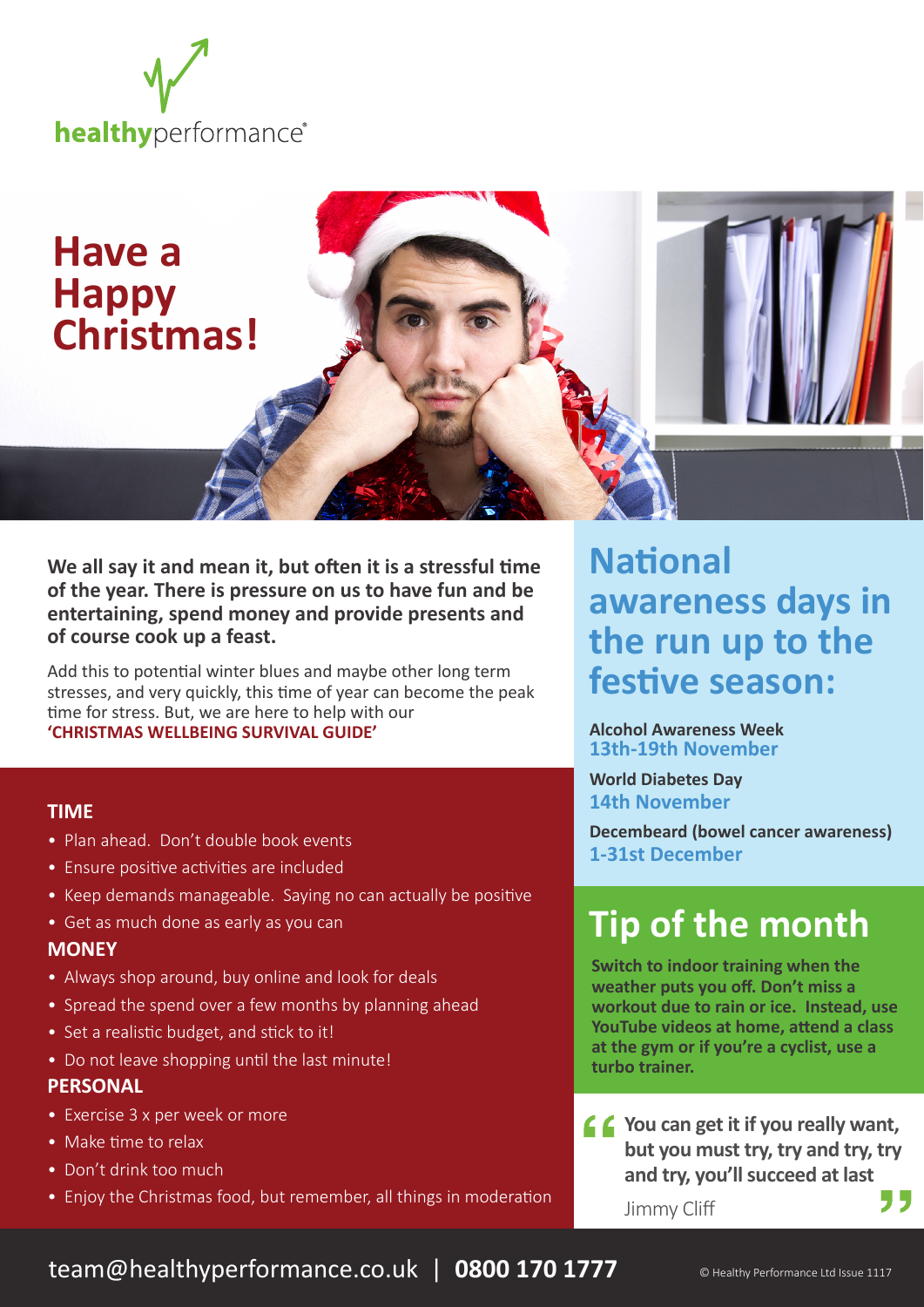healthyperformance®

# Have a Happy Christmas!

**We all say it and mean it, but often it is a stressful time of the year. There is pressure on us to have fun and be entertaining, spend money and provide presents and of course cook up a feast.**

Add this to potential winter blues and maybe other long term stresses, and very quickly, this time of year can become the peak time for stress. But, we are here to help with our **'CHRISTMAS WELLBEING SURVIVAL GUIDE'**

### TIME

- Plan ahead. Don't double book events
- Ensure positive activities are included
- Keep demands manageable. Saying no can actually be positive
- Get as much done as early as you can

### MONEY

- Always shop around, buy online and look for deals
- Spread the spend over a few months by planning ahead
- Set a realistic budget, and stick to it!
- Do not leave shopping until the last minute!

### PERSONAL

- Exercise 3 x per week or more
- Make time to relax
- Don't drink too much
- Enjoy the Christmas food, but remember, all things in moderation

## National awareness days in the run up to the festive season:

**Alcohol Awareness Week**
13th-19th November

**World Diabetes Day**
14th November

**Decembeard (bowel cancer awareness)**
1-31st December

## Tip of the month

**Switch to indoor training when the weather puts you off. Don't miss a workout due to rain or ice. Instead, use YouTube videos at home, attend a class at the gym or if you're a cyclist, use a turbo trainer.**

> **You can get it if you really want, but you must try, try and try, try and try, you'll succeed at last**
>
> Jimmy Cliff

team@healthyperformance.co.uk | **0800 170 1777**

© Healthy Performance Ltd Issue 1117